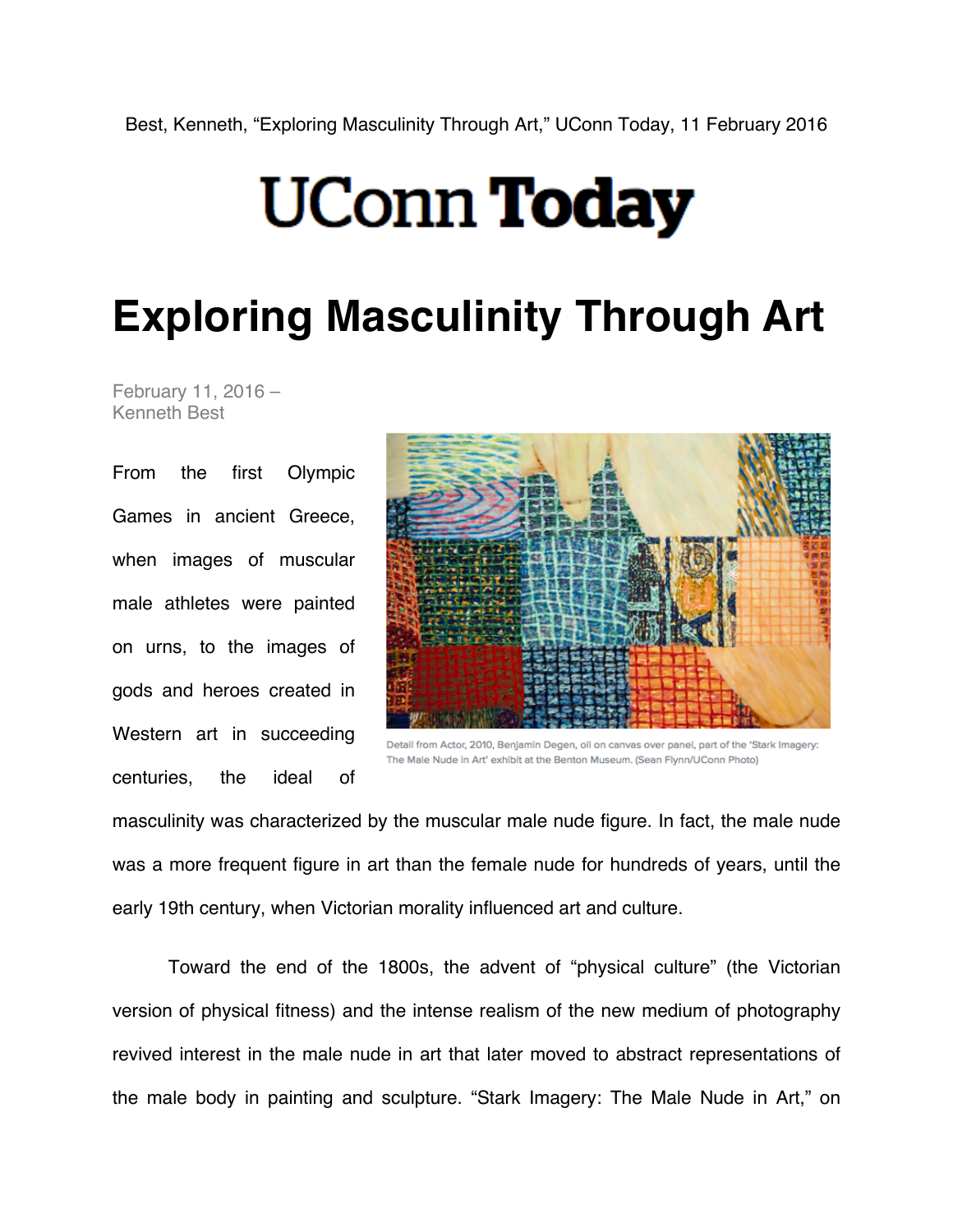Best, Kenneth, “Exploring Masculinity Through Art,” UConn Today, 11 February 2016

UConn Today

# Exploring Masculinity Through Art

February 11, 2016 –
Kenneth Best

Detail from Actor, 2010, Benjamin Degen, oil on canvas over panel, part of the 'Stark Imagery: The Male Nude in Art' exhibit at the Benton Museum. (Sean Flynn/UConn Photo)

From the first Olympic Games in ancient Greece, when images of muscular male athletes were painted on urns, to the images of gods and heroes created in Western art in succeeding centuries, the ideal of masculinity was characterized by the muscular male nude figure. In fact, the male nude was a more frequent figure in art than the female nude for hundreds of years, until the early 19th century, when Victorian morality influenced art and culture.

Toward the end of the 1800s, the advent of “physical culture” (the Victorian version of physical fitness) and the intense realism of the new medium of photography revived interest in the male nude in art that later moved to abstract representations of the male body in painting and sculpture. “Stark Imagery: The Male Nude in Art,” on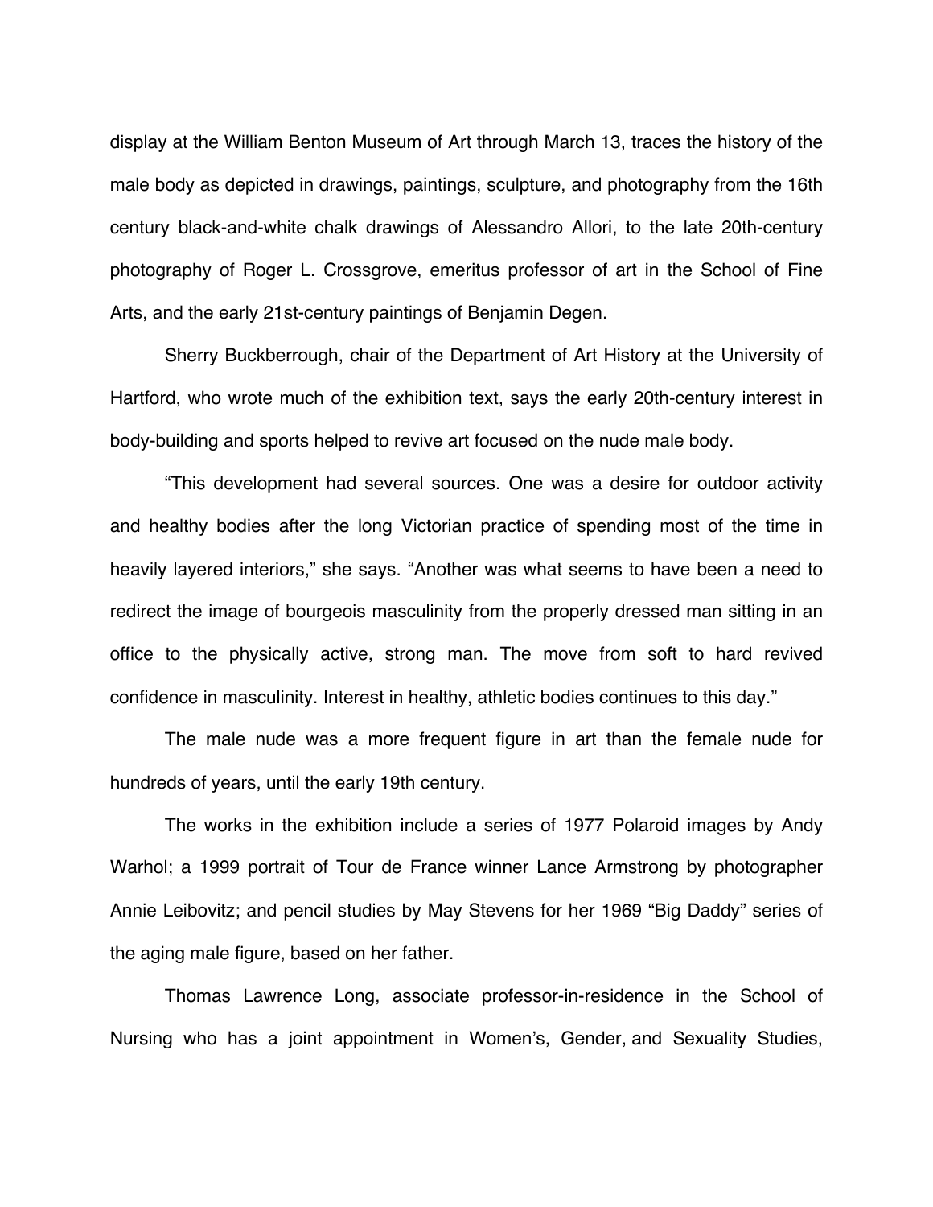display at the William Benton Museum of Art through March 13, traces the history of the male body as depicted in drawings, paintings, sculpture, and photography from the 16th century black-and-white chalk drawings of Alessandro Allori, to the late 20th-century photography of Roger L. Crossgrove, emeritus professor of art in the School of Fine Arts, and the early 21st-century paintings of Benjamin Degen.

Sherry Buckberrough, chair of the Department of Art History at the University of Hartford, who wrote much of the exhibition text, says the early 20th-century interest in body-building and sports helped to revive art focused on the nude male body.

"This development had several sources. One was a desire for outdoor activity and healthy bodies after the long Victorian practice of spending most of the time in heavily layered interiors," she says. "Another was what seems to have been a need to redirect the image of bourgeois masculinity from the properly dressed man sitting in an office to the physically active, strong man. The move from soft to hard revived confidence in masculinity. Interest in healthy, athletic bodies continues to this day."

The male nude was a more frequent figure in art than the female nude for hundreds of years, until the early 19th century.

The works in the exhibition include a series of 1977 Polaroid images by Andy Warhol; a 1999 portrait of Tour de France winner Lance Armstrong by photographer Annie Leibovitz; and pencil studies by May Stevens for her 1969 "Big Daddy" series of the aging male figure, based on her father.

Thomas Lawrence Long, associate professor-in-residence in the School of Nursing who has a joint appointment in Women's, Gender, and Sexuality Studies,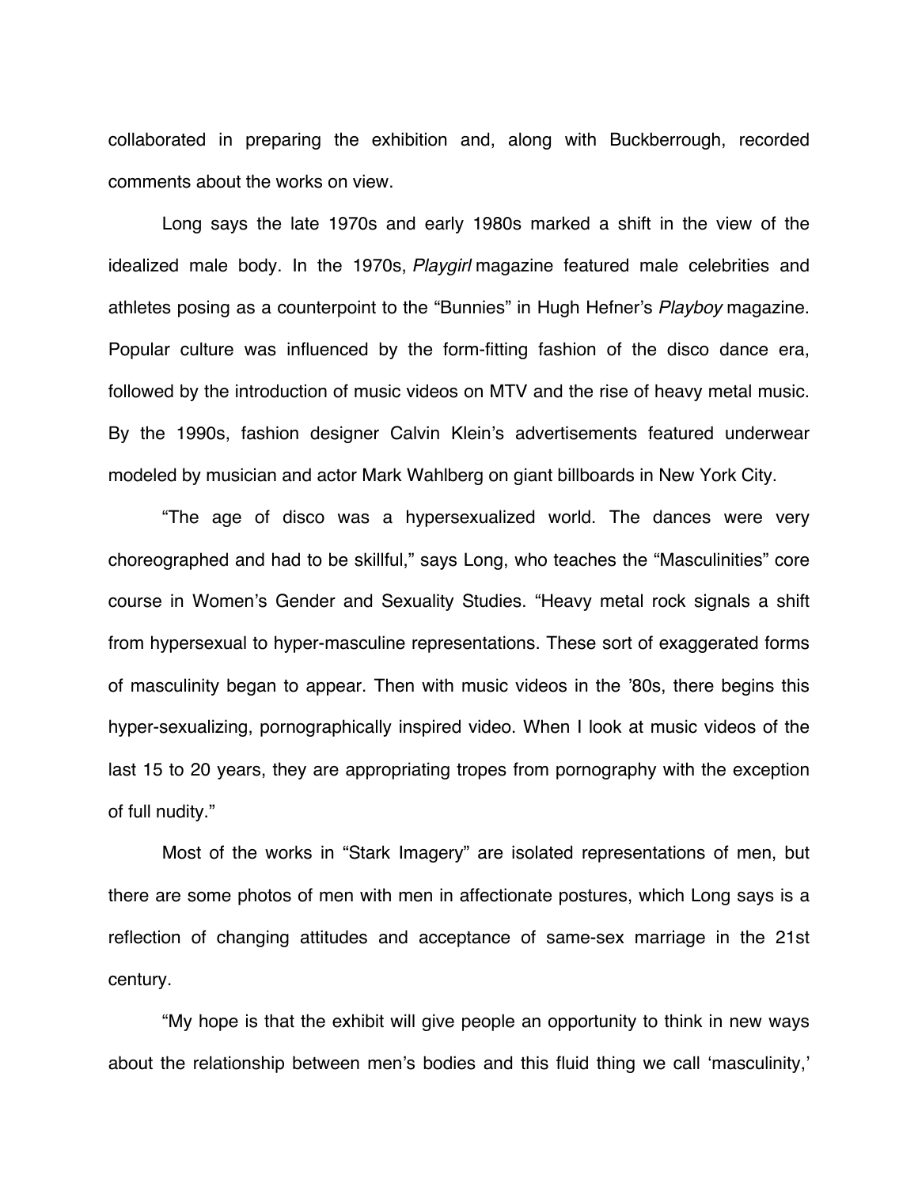collaborated in preparing the exhibition and, along with Buckberrough, recorded comments about the works on view.

Long says the late 1970s and early 1980s marked a shift in the view of the idealized male body. In the 1970s, *Playgirl* magazine featured male celebrities and athletes posing as a counterpoint to the "Bunnies" in Hugh Hefner's *Playboy* magazine. Popular culture was influenced by the form-fitting fashion of the disco dance era, followed by the introduction of music videos on MTV and the rise of heavy metal music. By the 1990s, fashion designer Calvin Klein's advertisements featured underwear modeled by musician and actor Mark Wahlberg on giant billboards in New York City.

"The age of disco was a hypersexualized world. The dances were very choreographed and had to be skillful," says Long, who teaches the "Masculinities" core course in Women's Gender and Sexuality Studies. "Heavy metal rock signals a shift from hypersexual to hyper-masculine representations. These sort of exaggerated forms of masculinity began to appear. Then with music videos in the '80s, there begins this hyper-sexualizing, pornographically inspired video. When I look at music videos of the last 15 to 20 years, they are appropriating tropes from pornography with the exception of full nudity."

Most of the works in "Stark Imagery" are isolated representations of men, but there are some photos of men with men in affectionate postures, which Long says is a reflection of changing attitudes and acceptance of same-sex marriage in the 21st century.

"My hope is that the exhibit will give people an opportunity to think in new ways about the relationship between men's bodies and this fluid thing we call 'masculinity,'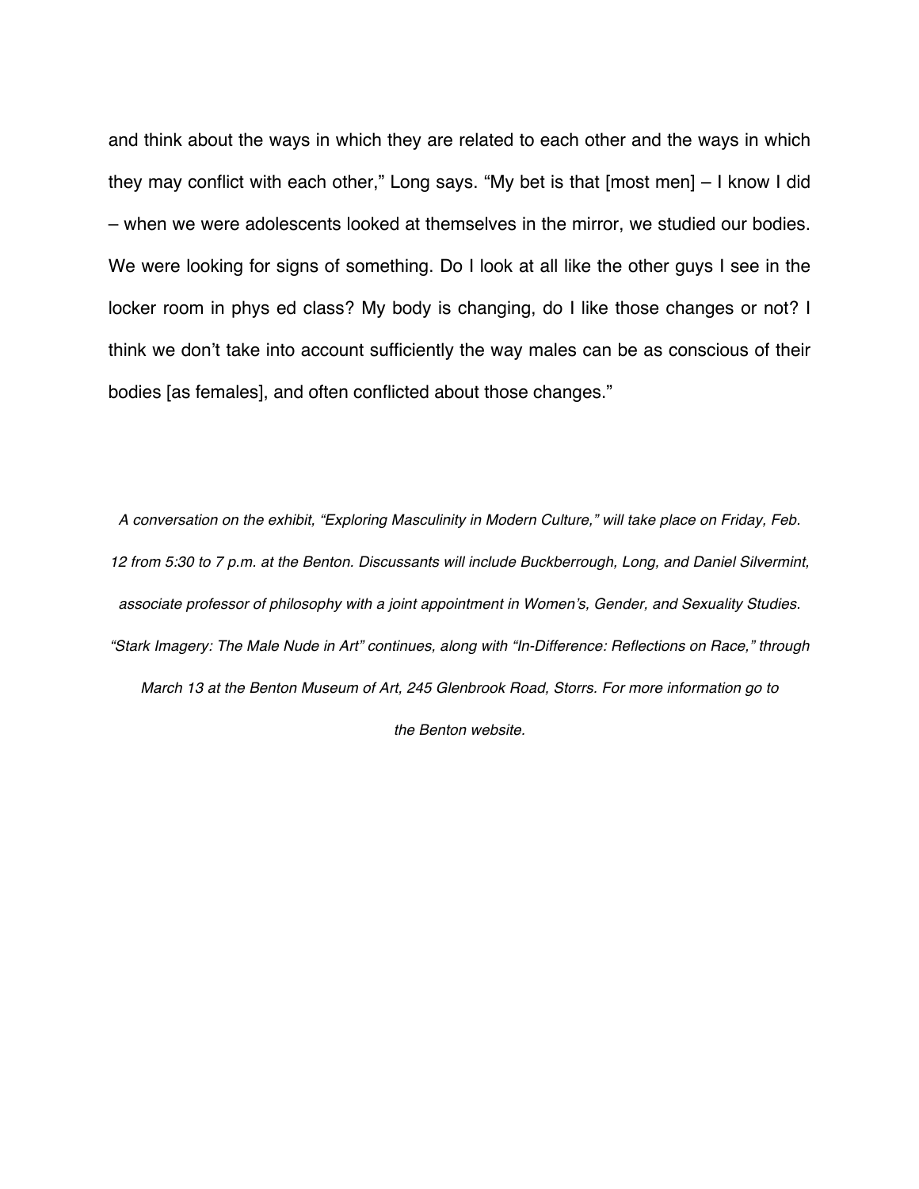and think about the ways in which they are related to each other and the ways in which they may conflict with each other," Long says. "My bet is that [most men] – I know I did – when we were adolescents looked at themselves in the mirror, we studied our bodies. We were looking for signs of something. Do I look at all like the other guys I see in the locker room in phys ed class? My body is changing, do I like those changes or not? I think we don't take into account sufficiently the way males can be as conscious of their bodies [as females], and often conflicted about those changes."

*A conversation on the exhibit, "Exploring Masculinity in Modern Culture," will take place on Friday, Feb. 12 from 5:30 to 7 p.m. at the Benton. Discussants will include Buckberrough, Long, and Daniel Silvermint, associate professor of philosophy with a joint appointment in Women's, Gender, and Sexuality Studies. "Stark Imagery: The Male Nude in Art" continues, along with "In-Difference: Reflections on Race," through March 13 at the Benton Museum of Art, 245 Glenbrook Road, Storrs. For more information go to the Benton website.*